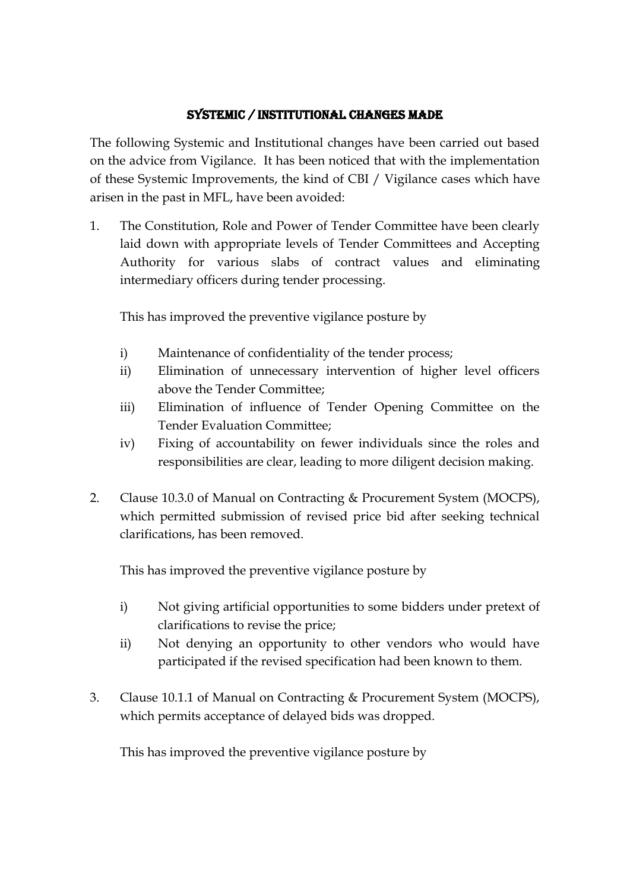# SYSTEMIC / INSTITUTIONAL CHANGES MADE

The following Systemic and Institutional changes have been carried out based on the advice from Vigilance. It has been noticed that with the implementation of these Systemic Improvements, the kind of CBI / Vigilance cases which have arisen in the past in MFL, have been avoided:

1. The Constitution, Role and Power of Tender Committee have been clearly laid down with appropriate levels of Tender Committees and Accepting Authority for various slabs of contract values and eliminating intermediary officers during tender processing.

   This has improved the preventive vigilance posture by

   i) Maintenance of confidentiality of the tender process;
   ii) Elimination of unnecessary intervention of higher level officers above the Tender Committee;
   iii) Elimination of influence of Tender Opening Committee on the Tender Evaluation Committee;
   iv) Fixing of accountability on fewer individuals since the roles and responsibilities are clear, leading to more diligent decision making.

2. Clause 10.3.0 of Manual on Contracting & Procurement System (MOCPS), which permitted submission of revised price bid after seeking technical clarifications, has been removed.

   This has improved the preventive vigilance posture by

   i) Not giving artificial opportunities to some bidders under pretext of clarifications to revise the price;
   ii) Not denying an opportunity to other vendors who would have participated if the revised specification had been known to them.

3. Clause 10.1.1 of Manual on Contracting & Procurement System (MOCPS), which permits acceptance of delayed bids was dropped.

   This has improved the preventive vigilance posture by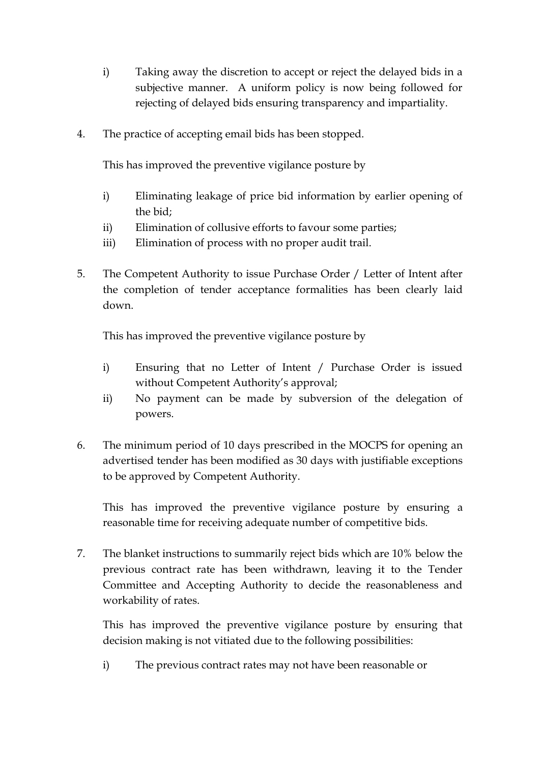i) Taking away the discretion to accept or reject the delayed bids in a subjective manner. A uniform policy is now being followed for rejecting of delayed bids ensuring transparency and impartiality.

4. The practice of accepting email bids has been stopped.

   This has improved the preventive vigilance posture by

   i) Eliminating leakage of price bid information by earlier opening of the bid;
   ii) Elimination of collusive efforts to favour some parties;
   iii) Elimination of process with no proper audit trail.

5. The Competent Authority to issue Purchase Order / Letter of Intent after the completion of tender acceptance formalities has been clearly laid down.

   This has improved the preventive vigilance posture by

   i) Ensuring that no Letter of Intent / Purchase Order is issued without Competent Authority's approval;
   ii) No payment can be made by subversion of the delegation of powers.

6. The minimum period of 10 days prescribed in the MOCPS for opening an advertised tender has been modified as 30 days with justifiable exceptions to be approved by Competent Authority.

   This has improved the preventive vigilance posture by ensuring a reasonable time for receiving adequate number of competitive bids.

7. The blanket instructions to summarily reject bids which are 10% below the previous contract rate has been withdrawn, leaving it to the Tender Committee and Accepting Authority to decide the reasonableness and workability of rates.

   This has improved the preventive vigilance posture by ensuring that decision making is not vitiated due to the following possibilities:

   i) The previous contract rates may not have been reasonable or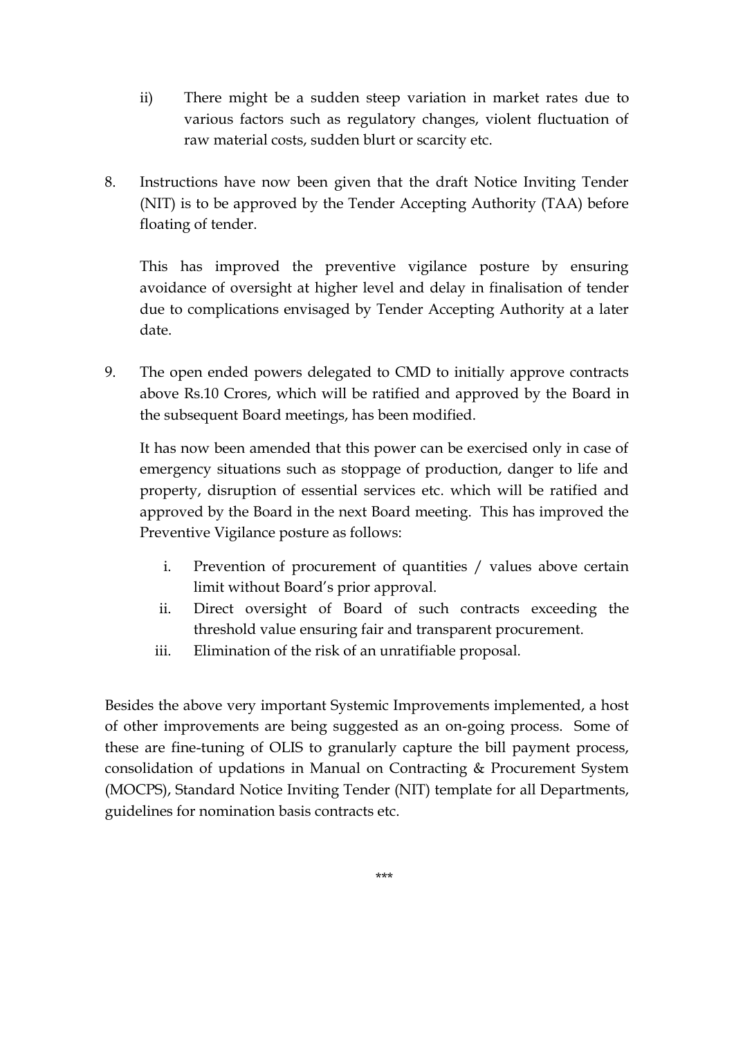ii) There might be a sudden steep variation in market rates due to various factors such as regulatory changes, violent fluctuation of raw material costs, sudden blurt or scarcity etc.

8. Instructions have now been given that the draft Notice Inviting Tender (NIT) is to be approved by the Tender Accepting Authority (TAA) before floating of tender.

   This has improved the preventive vigilance posture by ensuring avoidance of oversight at higher level and delay in finalisation of tender due to complications envisaged by Tender Accepting Authority at a later date.

9. The open ended powers delegated to CMD to initially approve contracts above Rs.10 Crores, which will be ratified and approved by the Board in the subsequent Board meetings, has been modified.

   It has now been amended that this power can be exercised only in case of emergency situations such as stoppage of production, danger to life and property, disruption of essential services etc. which will be ratified and approved by the Board in the next Board meeting. This has improved the Preventive Vigilance posture as follows:

   i. Prevention of procurement of quantities / values above certain limit without Board's prior approval.
   ii. Direct oversight of Board of such contracts exceeding the threshold value ensuring fair and transparent procurement.
   iii. Elimination of the risk of an unratifiable proposal.

Besides the above very important Systemic Improvements implemented, a host of other improvements are being suggested as an on-going process. Some of these are fine-tuning of OLIS to granularly capture the bill payment process, consolidation of updations in Manual on Contracting & Procurement System (MOCPS), Standard Notice Inviting Tender (NIT) template for all Departments, guidelines for nomination basis contracts etc.

***